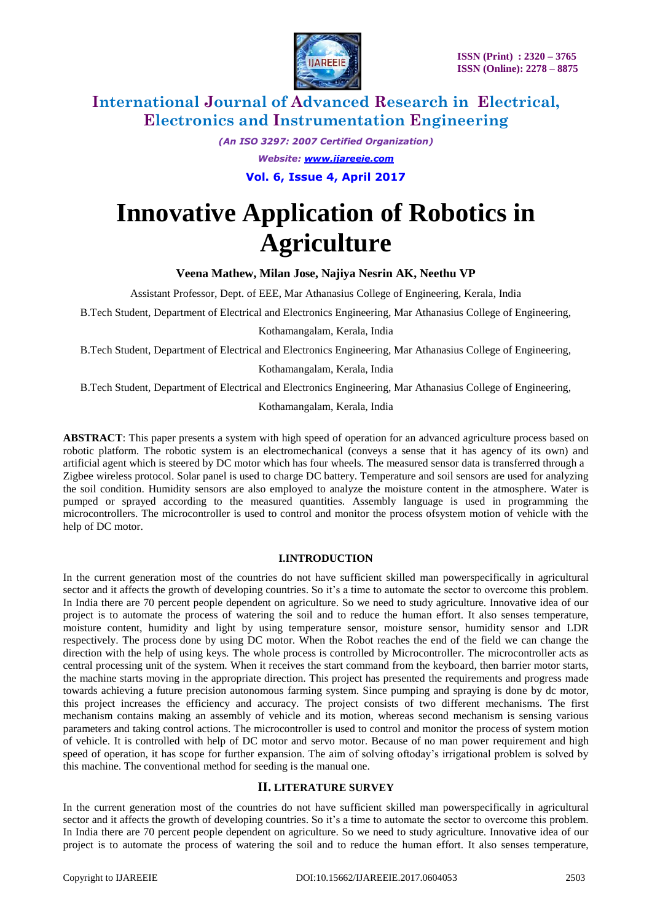# Innovative Application of Robotics in Agriculture

**Veena Mathew, Milan Jose, Najiya Nesrin AK, Neethu VP**

Assistant Professor, Dept. of EEE, Mar Athanasius College of Engineering, Kerala, India

B.Tech Student, Department of Electrical and Electronics Engineering, Mar Athanasius College of Engineering, Kothamangalam, Kerala, India

B.Tech Student, Department of Electrical and Electronics Engineering, Mar Athanasius College of Engineering, Kothamangalam, Kerala, India

B.Tech Student, Department of Electrical and Electronics Engineering, Mar Athanasius College of Engineering, Kothamangalam, Kerala, India

**ABSTRACT**: This paper presents a system with high speed of operation for an advanced agriculture process based on robotic platform. The robotic system is an electromechanical (conveys a sense that it has agency of its own) and artificial agent which is steered by DC motor which has four wheels. The measured sensor data is transferred through a Zigbee wireless protocol. Solar panel is used to charge DC battery. Temperature and soil sensors are used for analyzing the soil condition. Humidity sensors are also employed to analyze the moisture content in the atmosphere. Water is pumped or sprayed according to the measured quantities. Assembly language is used in programming the microcontrollers. The microcontroller is used to control and monitor the process ofsystem motion of vehicle with the help of DC motor.

## I.INTRODUCTION

In the current generation most of the countries do not have sufficient skilled man powerspecifically in agricultural sector and it affects the growth of developing countries. So it's a time to automate the sector to overcome this problem. In India there are 70 percent people dependent on agriculture. So we need to study agriculture. Innovative idea of our project is to automate the process of watering the soil and to reduce the human effort. It also senses temperature, moisture content, humidity and light by using temperature sensor, moisture sensor, humidity sensor and LDR respectively. The process done by using DC motor. When the Robot reaches the end of the field we can change the direction with the help of using keys. The whole process is controlled by Microcontroller. The microcontroller acts as central processing unit of the system. When it receives the start command from the keyboard, then barrier motor starts, the machine starts moving in the appropriate direction. This project has presented the requirements and progress made towards achieving a future precision autonomous farming system. Since pumping and spraying is done by dc motor, this project increases the efficiency and accuracy. The project consists of two different mechanisms. The first mechanism contains making an assembly of vehicle and its motion, whereas second mechanism is sensing various parameters and taking control actions. The microcontroller is used to control and monitor the process of system motion of vehicle. It is controlled with help of DC motor and servo motor. Because of no man power requirement and high speed of operation, it has scope for further expansion. The aim of solving oftoday's irrigational problem is solved by this machine. The conventional method for seeding is the manual one.

## II. LITERATURE SURVEY

In the current generation most of the countries do not have sufficient skilled man powerspecifically in agricultural sector and it affects the growth of developing countries. So it's a time to automate the sector to overcome this problem. In India there are 70 percent people dependent on agriculture. So we need to study agriculture. Innovative idea of our project is to automate the process of watering the soil and to reduce the human effort. It also senses temperature,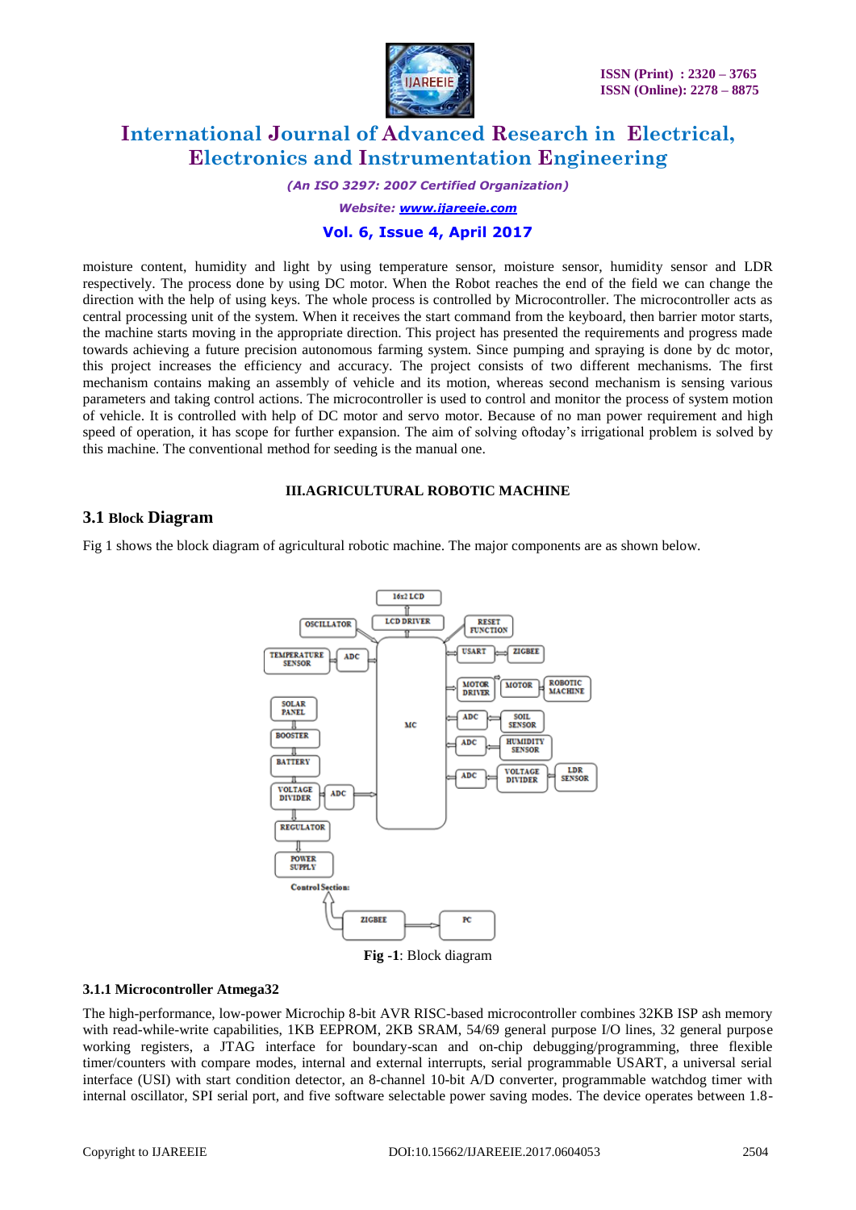moisture content, humidity and light by using temperature sensor, moisture sensor, humidity sensor and LDR respectively. The process done by using DC motor. When the Robot reaches the end of the field we can change the direction with the help of using keys. The whole process is controlled by Microcontroller. The microcontroller acts as central processing unit of the system. When it receives the start command from the keyboard, then barrier motor starts, the machine starts moving in the appropriate direction. This project has presented the requirements and progress made towards achieving a future precision autonomous farming system. Since pumping and spraying is done by dc motor, this project increases the efficiency and accuracy. The project consists of two different mechanisms. The first mechanism contains making an assembly of vehicle and its motion, whereas second mechanism is sensing various parameters and taking control actions. The microcontroller is used to control and monitor the process of system motion of vehicle. It is controlled with help of DC motor and servo motor. Because of no man power requirement and high speed of operation, it has scope for further expansion. The aim of solving oftoday's irrigational problem is solved by this machine. The conventional method for seeding is the manual one.

## III.AGRICULTURAL ROBOTIC MACHINE

### 3.1 Block Diagram

Fig 1 shows the block diagram of agricultural robotic machine. The major components are as shown below.

**Fig -1**: Block diagram

#### 3.1.1 Microcontroller Atmega32

The high-performance, low-power Microchip 8-bit AVR RISC-based microcontroller combines 32KB ISP ash memory with read-while-write capabilities, 1KB EEPROM, 2KB SRAM, 54/69 general purpose I/O lines, 32 general purpose working registers, a JTAG interface for boundary-scan and on-chip debugging/programming, three flexible timer/counters with compare modes, internal and external interrupts, serial programmable USART, a universal serial interface (USI) with start condition detector, an 8-channel 10-bit A/D converter, programmable watchdog timer with internal oscillator, SPI serial port, and five software selectable power saving modes. The device operates between 1.8-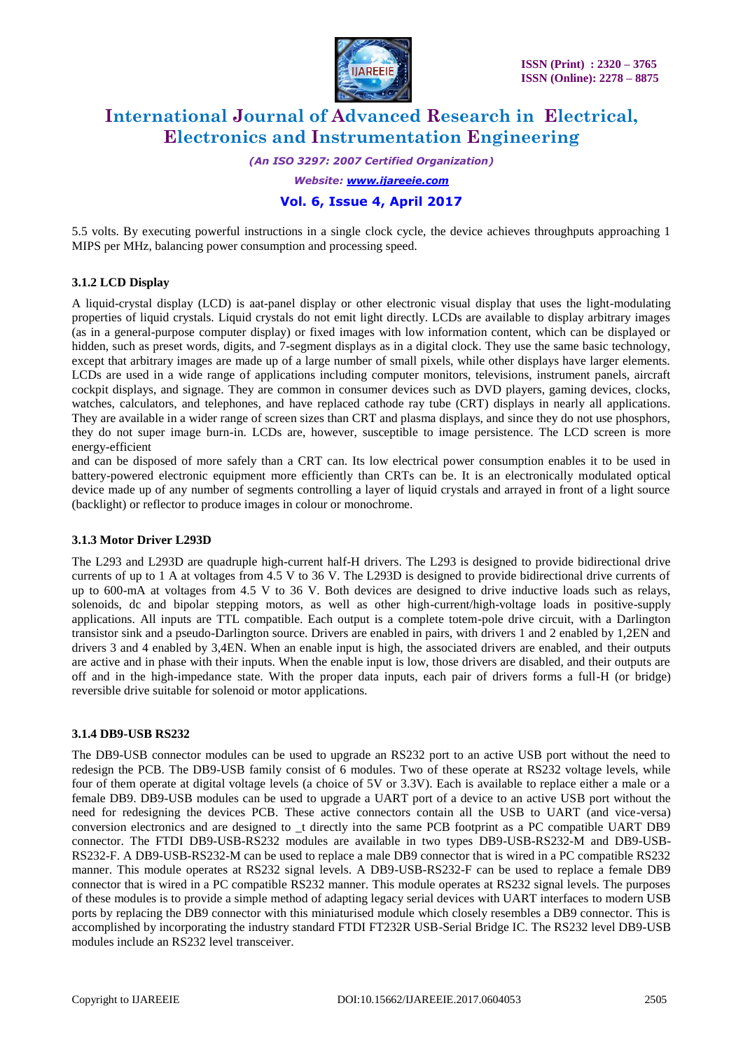5.5 volts. By executing powerful instructions in a single clock cycle, the device achieves throughputs approaching 1 MIPS per MHz, balancing power consumption and processing speed.

### 3.1.2 LCD Display

A liquid-crystal display (LCD) is aat-panel display or other electronic visual display that uses the light-modulating properties of liquid crystals. Liquid crystals do not emit light directly. LCDs are available to display arbitrary images (as in a general-purpose computer display) or fixed images with low information content, which can be displayed or hidden, such as preset words, digits, and 7-segment displays as in a digital clock. They use the same basic technology, except that arbitrary images are made up of a large number of small pixels, while other displays have larger elements. LCDs are used in a wide range of applications including computer monitors, televisions, instrument panels, aircraft cockpit displays, and signage. They are common in consumer devices such as DVD players, gaming devices, clocks, watches, calculators, and telephones, and have replaced cathode ray tube (CRT) displays in nearly all applications. They are available in a wider range of screen sizes than CRT and plasma displays, and since they do not use phosphors, they do not super image burn-in. LCDs are, however, susceptible to image persistence. The LCD screen is more energy-efficient
and can be disposed of more safely than a CRT can. Its low electrical power consumption enables it to be used in battery-powered electronic equipment more efficiently than CRTs can be. It is an electronically modulated optical device made up of any number of segments controlling a layer of liquid crystals and arrayed in front of a light source (backlight) or reflector to produce images in colour or monochrome.

### 3.1.3 Motor Driver L293D

The L293 and L293D are quadruple high-current half-H drivers. The L293 is designed to provide bidirectional drive currents of up to 1 A at voltages from 4.5 V to 36 V. The L293D is designed to provide bidirectional drive currents of up to 600-mA at voltages from 4.5 V to 36 V. Both devices are designed to drive inductive loads such as relays, solenoids, dc and bipolar stepping motors, as well as other high-current/high-voltage loads in positive-supply applications. All inputs are TTL compatible. Each output is a complete totem-pole drive circuit, with a Darlington transistor sink and a pseudo-Darlington source. Drivers are enabled in pairs, with drivers 1 and 2 enabled by 1,2EN and drivers 3 and 4 enabled by 3,4EN. When an enable input is high, the associated drivers are enabled, and their outputs are active and in phase with their inputs. When the enable input is low, those drivers are disabled, and their outputs are off and in the high-impedance state. With the proper data inputs, each pair of drivers forms a full-H (or bridge) reversible drive suitable for solenoid or motor applications.

### 3.1.4 DB9-USB RS232

The DB9-USB connector modules can be used to upgrade an RS232 port to an active USB port without the need to redesign the PCB. The DB9-USB family consist of 6 modules. Two of these operate at RS232 voltage levels, while four of them operate at digital voltage levels (a choice of 5V or 3.3V). Each is available to replace either a male or a female DB9. DB9-USB modules can be used to upgrade a UART port of a device to an active USB port without the need for redesigning the devices PCB. These active connectors contain all the USB to UART (and vice-versa) conversion electronics and are designed to _t directly into the same PCB footprint as a PC compatible UART DB9 connector. The FTDI DB9-USB-RS232 modules are available in two types DB9-USB-RS232-M and DB9-USB-RS232-F. A DB9-USB-RS232-M can be used to replace a male DB9 connector that is wired in a PC compatible RS232 manner. This module operates at RS232 signal levels. A DB9-USB-RS232-F can be used to replace a female DB9 connector that is wired in a PC compatible RS232 manner. This module operates at RS232 signal levels. The purposes of these modules is to provide a simple method of adapting legacy serial devices with UART interfaces to modern USB ports by replacing the DB9 connector with this miniaturised module which closely resembles a DB9 connector. This is accomplished by incorporating the industry standard FTDI FT232R USB-Serial Bridge IC. The RS232 level DB9-USB modules include an RS232 level transceiver.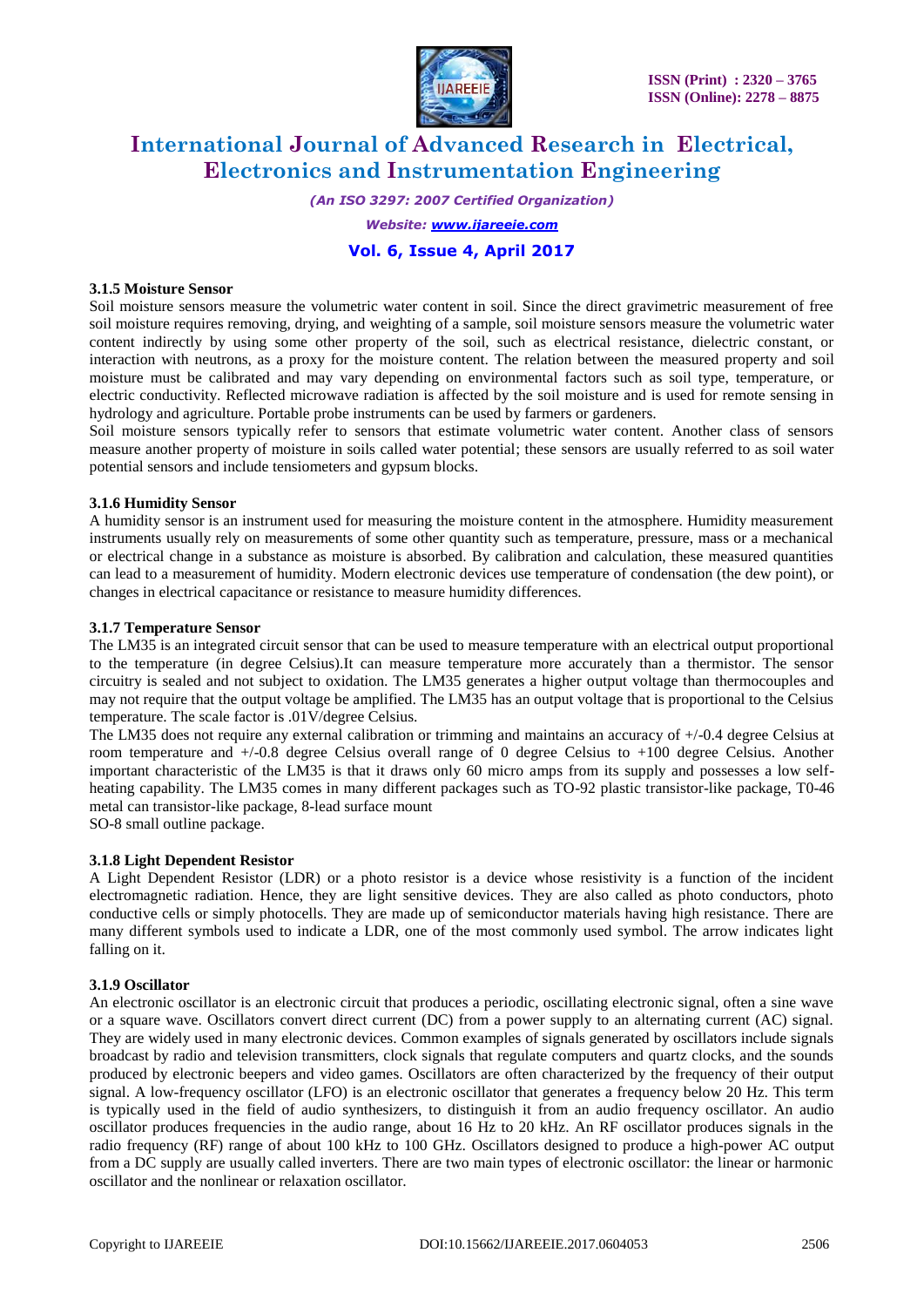### 3.1.5 Moisture Sensor

Soil moisture sensors measure the volumetric water content in soil. Since the direct gravimetric measurement of free soil moisture requires removing, drying, and weighting of a sample, soil moisture sensors measure the volumetric water content indirectly by using some other property of the soil, such as electrical resistance, dielectric constant, or interaction with neutrons, as a proxy for the moisture content. The relation between the measured property and soil moisture must be calibrated and may vary depending on environmental factors such as soil type, temperature, or electric conductivity. Reflected microwave radiation is affected by the soil moisture and is used for remote sensing in hydrology and agriculture. Portable probe instruments can be used by farmers or gardeners.

Soil moisture sensors typically refer to sensors that estimate volumetric water content. Another class of sensors measure another property of moisture in soils called water potential; these sensors are usually referred to as soil water potential sensors and include tensiometers and gypsum blocks.

### 3.1.6 Humidity Sensor

A humidity sensor is an instrument used for measuring the moisture content in the atmosphere. Humidity measurement instruments usually rely on measurements of some other quantity such as temperature, pressure, mass or a mechanical or electrical change in a substance as moisture is absorbed. By calibration and calculation, these measured quantities can lead to a measurement of humidity. Modern electronic devices use temperature of condensation (the dew point), or changes in electrical capacitance or resistance to measure humidity differences.

### 3.1.7 Temperature Sensor

The LM35 is an integrated circuit sensor that can be used to measure temperature with an electrical output proportional to the temperature (in degree Celsius).It can measure temperature more accurately than a thermistor. The sensor circuitry is sealed and not subject to oxidation. The LM35 generates a higher output voltage than thermocouples and may not require that the output voltage be amplified. The LM35 has an output voltage that is proportional to the Celsius temperature. The scale factor is .01V/degree Celsius.

The LM35 does not require any external calibration or trimming and maintains an accuracy of +/-0.4 degree Celsius at room temperature and +/-0.8 degree Celsius overall range of 0 degree Celsius to +100 degree Celsius. Another important characteristic of the LM35 is that it draws only 60 micro amps from its supply and possesses a low self-heating capability. The LM35 comes in many different packages such as TO-92 plastic transistor-like package, T0-46 metal can transistor-like package, 8-lead surface mount

SO-8 small outline package.

### 3.1.8 Light Dependent Resistor

A Light Dependent Resistor (LDR) or a photo resistor is a device whose resistivity is a function of the incident electromagnetic radiation. Hence, they are light sensitive devices. They are also called as photo conductors, photo conductive cells or simply photocells. They are made up of semiconductor materials having high resistance. There are many different symbols used to indicate a LDR, one of the most commonly used symbol. The arrow indicates light falling on it.

### 3.1.9 Oscillator

An electronic oscillator is an electronic circuit that produces a periodic, oscillating electronic signal, often a sine wave or a square wave. Oscillators convert direct current (DC) from a power supply to an alternating current (AC) signal. They are widely used in many electronic devices. Common examples of signals generated by oscillators include signals broadcast by radio and television transmitters, clock signals that regulate computers and quartz clocks, and the sounds produced by electronic beepers and video games. Oscillators are often characterized by the frequency of their output signal. A low-frequency oscillator (LFO) is an electronic oscillator that generates a frequency below 20 Hz. This term is typically used in the field of audio synthesizers, to distinguish it from an audio frequency oscillator. An audio oscillator produces frequencies in the audio range, about 16 Hz to 20 kHz. An RF oscillator produces signals in the radio frequency (RF) range of about 100 kHz to 100 GHz. Oscillators designed to produce a high-power AC output from a DC supply are usually called inverters. There are two main types of electronic oscillator: the linear or harmonic oscillator and the nonlinear or relaxation oscillator.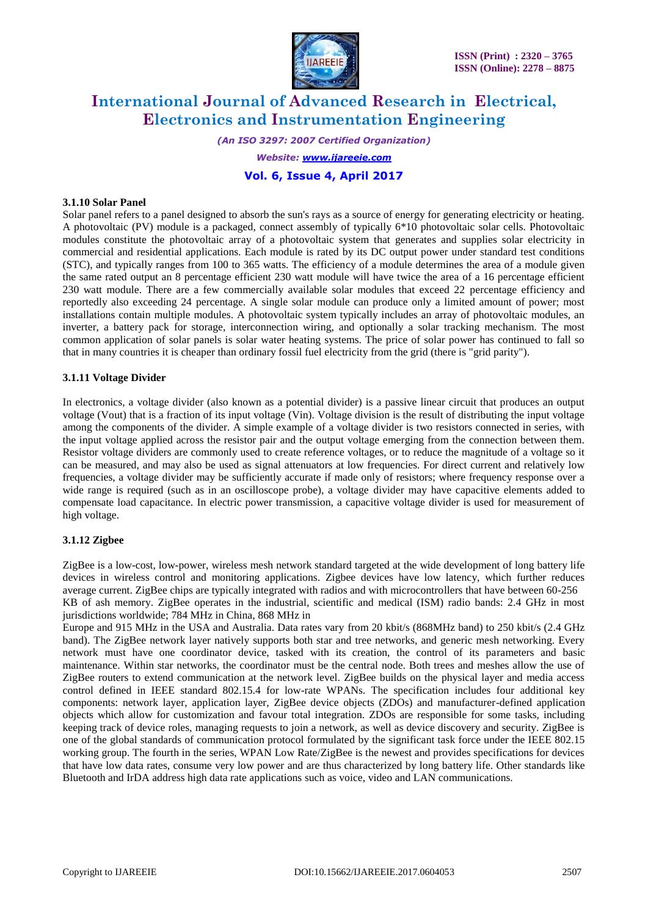### 3.1.10 Solar Panel

Solar panel refers to a panel designed to absorb the sun's rays as a source of energy for generating electricity or heating. A photovoltaic (PV) module is a packaged, connect assembly of typically 6*10 photovoltaic solar cells. Photovoltaic modules constitute the photovoltaic array of a photovoltaic system that generates and supplies solar electricity in commercial and residential applications. Each module is rated by its DC output power under standard test conditions (STC), and typically ranges from 100 to 365 watts. The efficiency of a module determines the area of a module given the same rated output an 8 percentage efficient 230 watt module will have twice the area of a 16 percentage efficient 230 watt module. There are a few commercially available solar modules that exceed 22 percentage efficiency and reportedly also exceeding 24 percentage. A single solar module can produce only a limited amount of power; most installations contain multiple modules. A photovoltaic system typically includes an array of photovoltaic modules, an inverter, a battery pack for storage, interconnection wiring, and optionally a solar tracking mechanism. The most common application of solar panels is solar water heating systems. The price of solar power has continued to fall so that in many countries it is cheaper than ordinary fossil fuel electricity from the grid (there is "grid parity").

### 3.1.11 Voltage Divider

In electronics, a voltage divider (also known as a potential divider) is a passive linear circuit that produces an output voltage (Vout) that is a fraction of its input voltage (Vin). Voltage division is the result of distributing the input voltage among the components of the divider. A simple example of a voltage divider is two resistors connected in series, with the input voltage applied across the resistor pair and the output voltage emerging from the connection between them. Resistor voltage dividers are commonly used to create reference voltages, or to reduce the magnitude of a voltage so it can be measured, and may also be used as signal attenuators at low frequencies. For direct current and relatively low frequencies, a voltage divider may be sufficiently accurate if made only of resistors; where frequency response over a wide range is required (such as in an oscilloscope probe), a voltage divider may have capacitive elements added to compensate load capacitance. In electric power transmission, a capacitive voltage divider is used for measurement of high voltage.

### 3.1.12 Zigbee

ZigBee is a low-cost, low-power, wireless mesh network standard targeted at the wide development of long battery life devices in wireless control and monitoring applications. Zigbee devices have low latency, which further reduces average current. ZigBee chips are typically integrated with radios and with microcontrollers that have between 60-256 KB of ash memory. ZigBee operates in the industrial, scientific and medical (ISM) radio bands: 2.4 GHz in most jurisdictions worldwide; 784 MHz in China, 868 MHz in Europe and 915 MHz in the USA and Australia. Data rates vary from 20 kbit/s (868MHz band) to 250 kbit/s (2.4 GHz band). The ZigBee network layer natively supports both star and tree networks, and generic mesh networking. Every network must have one coordinator device, tasked with its creation, the control of its parameters and basic maintenance. Within star networks, the coordinator must be the central node. Both trees and meshes allow the use of ZigBee routers to extend communication at the network level. ZigBee builds on the physical layer and media access control defined in IEEE standard 802.15.4 for low-rate WPANs. The specification includes four additional key components: network layer, application layer, ZigBee device objects (ZDOs) and manufacturer-defined application objects which allow for customization and favour total integration. ZDOs are responsible for some tasks, including keeping track of device roles, managing requests to join a network, as well as device discovery and security. ZigBee is one of the global standards of communication protocol formulated by the significant task force under the IEEE 802.15 working group. The fourth in the series, WPAN Low Rate/ZigBee is the newest and provides specifications for devices that have low data rates, consume very low power and are thus characterized by long battery life. Other standards like Bluetooth and IrDA address high data rate applications such as voice, video and LAN communications.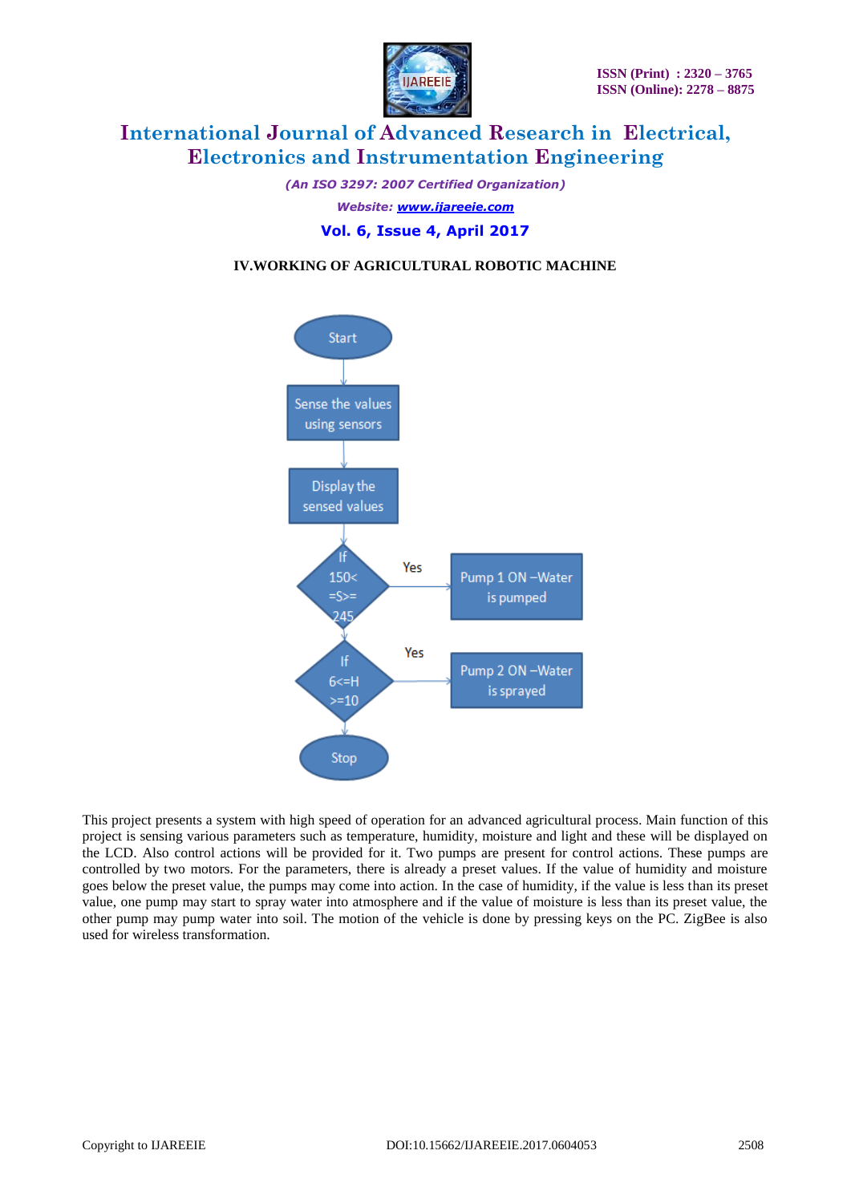### IV.WORKING OF AGRICULTURAL ROBOTIC MACHINE

Start

Sense the values using sensors

Display the sensed values

If 150< =S>= 245 — Yes → Pump 1 ON –Water is pumped

If 6<=H >=10 — Yes → Pump 2 ON –Water is sprayed

Stop

This project presents a system with high speed of operation for an advanced agricultural process. Main function of this project is sensing various parameters such as temperature, humidity, moisture and light and these will be displayed on the LCD. Also control actions will be provided for it. Two pumps are present for control actions. These pumps are controlled by two motors. For the parameters, there is already a preset values. If the value of humidity and moisture goes below the preset value, the pumps may come into action. In the case of humidity, if the value is less than its preset value, one pump may start to spray water into atmosphere and if the value of moisture is less than its preset value, the other pump may pump water into soil. The motion of the vehicle is done by pressing keys on the PC. ZigBee is also used for wireless transformation.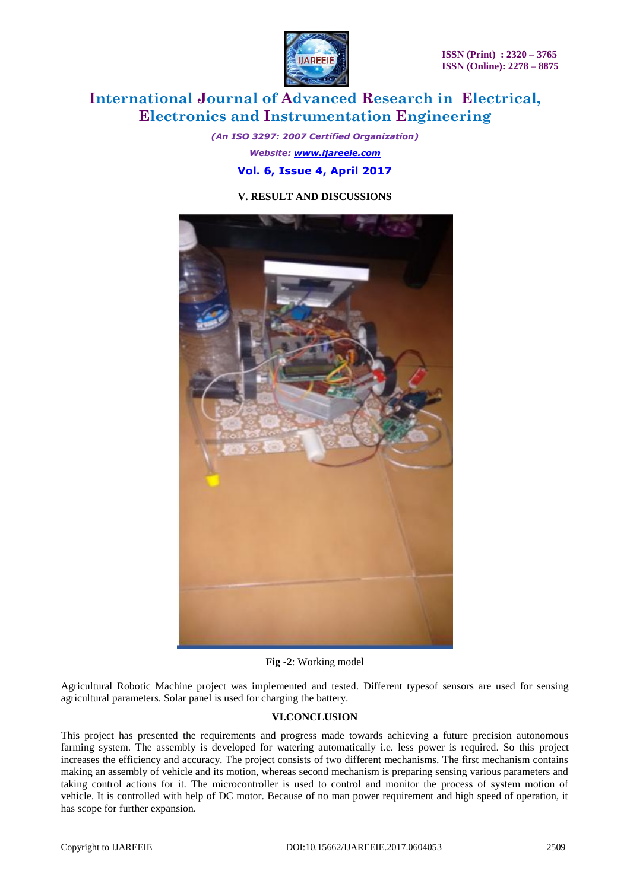## V. RESULT AND DISCUSSIONS

**Fig -2**: Working model

Agricultural Robotic Machine project was implemented and tested. Different typesof sensors are used for sensing agricultural parameters. Solar panel is used for charging the battery.

## VI.CONCLUSION

This project has presented the requirements and progress made towards achieving a future precision autonomous farming system. The assembly is developed for watering automatically i.e. less power is required. So this project increases the efficiency and accuracy. The project consists of two different mechanisms. The first mechanism contains making an assembly of vehicle and its motion, whereas second mechanism is preparing sensing various parameters and taking control actions for it. The microcontroller is used to control and monitor the process of system motion of vehicle. It is controlled with help of DC motor. Because of no man power requirement and high speed of operation, it has scope for further expansion.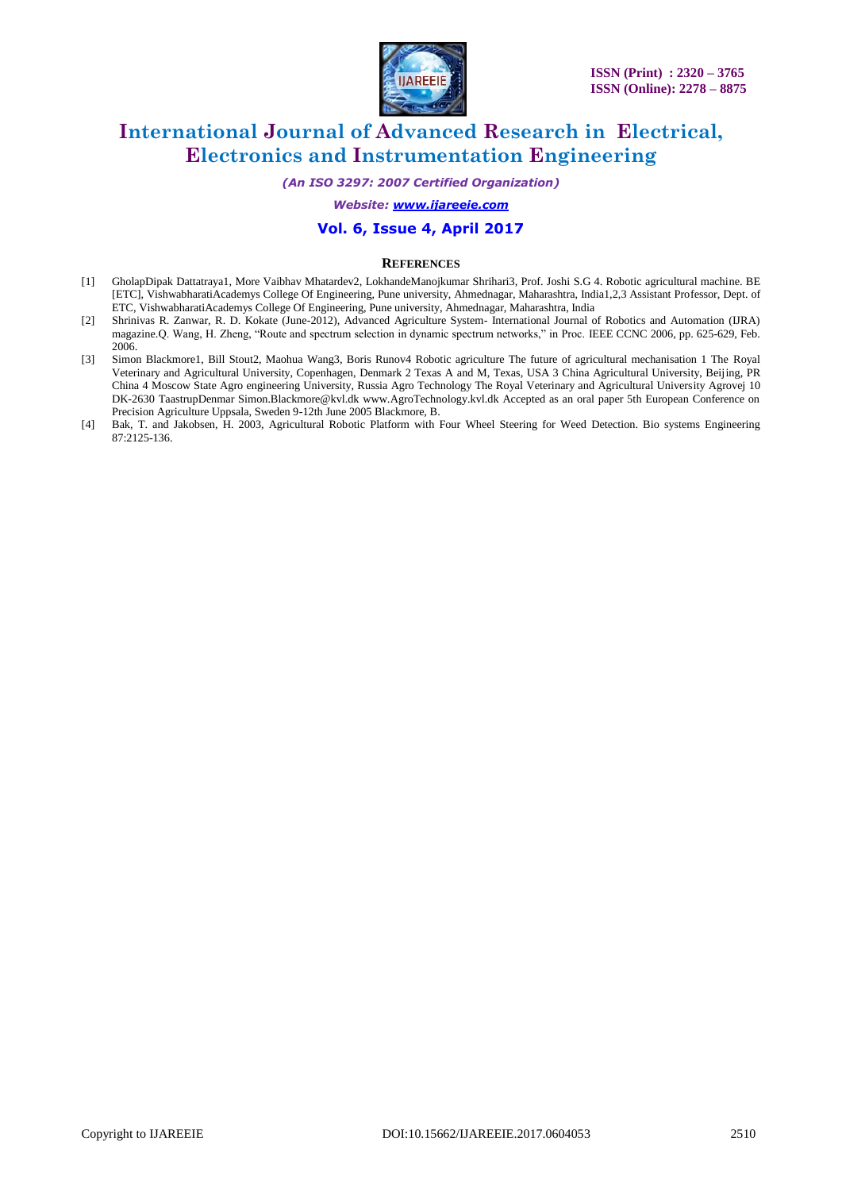## REFERENCES

[1] GholapDipak Dattatraya1, More Vaibhav Mhatardev2, LokhandeManojkumar Shrihari3, Prof. Joshi S.G 4. Robotic agricultural machine. BE [ETC], VishwabharatiAcademys College Of Engineering, Pune university, Ahmednagar, Maharashtra, India1,2,3 Assistant Professor, Dept. of ETC, VishwabharatiAcademys College Of Engineering, Pune university, Ahmednagar, Maharashtra, India

[2] Shrinivas R. Zanwar, R. D. Kokate (June-2012), Advanced Agriculture System- International Journal of Robotics and Automation (IJRA) magazine.Q. Wang, H. Zheng, "Route and spectrum selection in dynamic spectrum networks," in Proc. IEEE CCNC 2006, pp. 625-629, Feb. 2006.

[3] Simon Blackmore1, Bill Stout2, Maohua Wang3, Boris Runov4 Robotic agriculture The future of agricultural mechanisation 1 The Royal Veterinary and Agricultural University, Copenhagen, Denmark 2 Texas A and M, Texas, USA 3 China Agricultural University, Beijing, PR China 4 Moscow State Agro engineering University, Russia Agro Technology The Royal Veterinary and Agricultural University Agrovej 10 DK-2630 TaastrupDenmar Simon.Blackmore@kvl.dk www.AgroTechnology.kvl.dk Accepted as an oral paper 5th European Conference on Precision Agriculture Uppsala, Sweden 9-12th June 2005 Blackmore, B.

[4] Bak, T. and Jakobsen, H. 2003, Agricultural Robotic Platform with Four Wheel Steering for Weed Detection. Bio systems Engineering 87:2125-136.